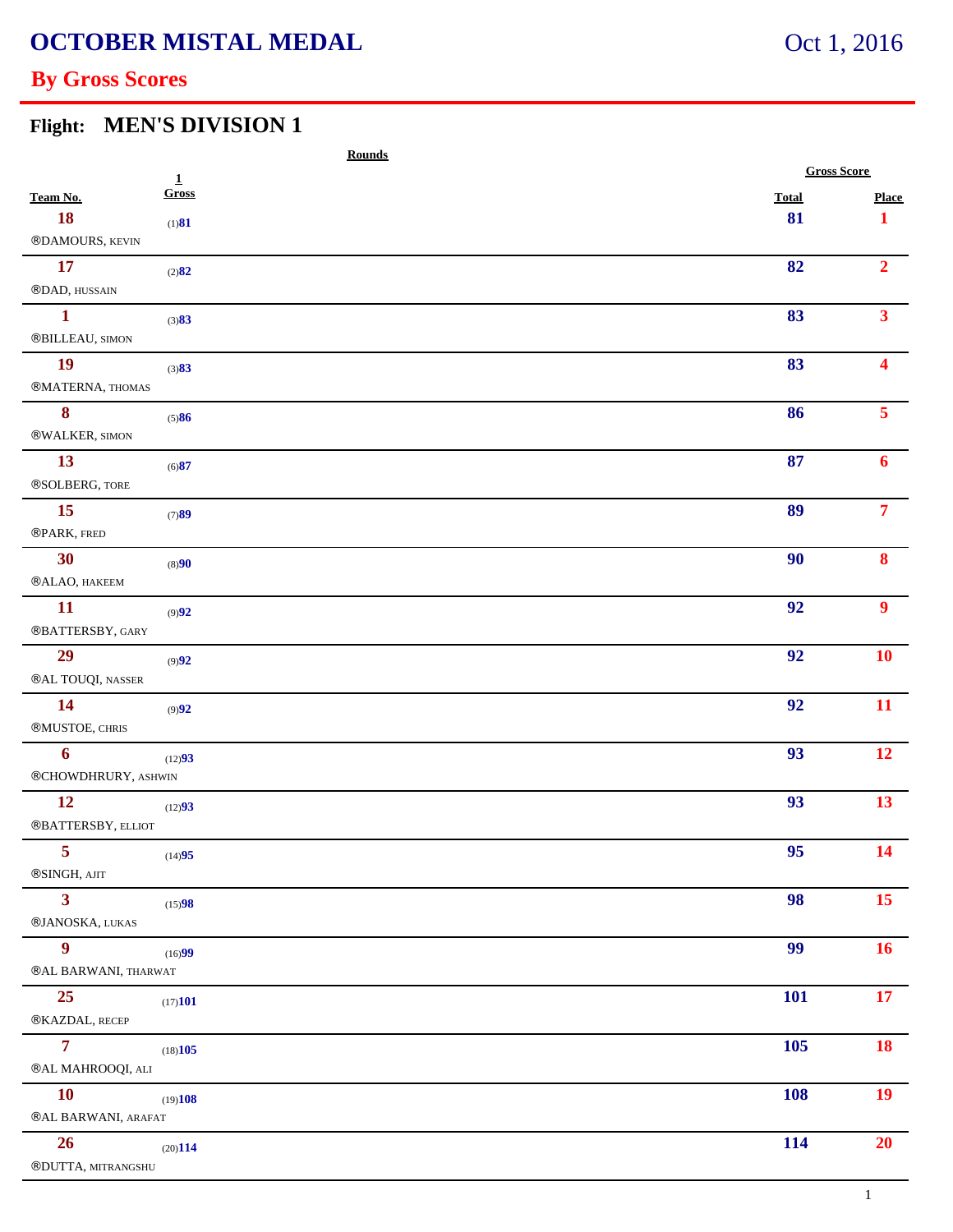# OCTOBER MISTAL MEDAL

Oct 1, 2016

## By Gross Scores

### Flight: MEN'S DIVISION 1

| Team No. | Rounds 1 Gross | Gross Score Total | Place |
| --- | --- | --- | --- |
| 18 ®DAMOURS, KEVIN | (1)81 | 81 | 1 |
| 17 ®DAD, HUSSAIN | (2)82 | 82 | 2 |
| 1 ®BILLEAU, SIMON | (3)83 | 83 | 3 |
| 19 ®MATERNA, THOMAS | (3)83 | 83 | 4 |
| 8 ®WALKER, SIMON | (5)86 | 86 | 5 |
| 13 ®SOLBERG, TORE | (6)87 | 87 | 6 |
| 15 ®PARK, FRED | (7)89 | 89 | 7 |
| 30 ®ALAO, HAKEEM | (8)90 | 90 | 8 |
| 11 ®BATTERSBY, GARY | (9)92 | 92 | 9 |
| 29 ®AL TOUQI, NASSER | (9)92 | 92 | 10 |
| 14 ®MUSTOE, CHRIS | (9)92 | 92 | 11 |
| 6 ®CHOWDHRURY, ASHWIN | (12)93 | 93 | 12 |
| 12 ®BATTERSBY, ELLIOT | (12)93 | 93 | 13 |
| 5 ®SINGH, AJIT | (14)95 | 95 | 14 |
| 3 ®JANOSKA, LUKAS | (15)98 | 98 | 15 |
| 9 ®AL BARWANI, THARWAT | (16)99 | 99 | 16 |
| 25 ®KAZDAL, RECEP | (17)101 | 101 | 17 |
| 7 ®AL MAHROOQI, ALI | (18)105 | 105 | 18 |
| 10 ®AL BARWANI, ARAFAT | (19)108 | 108 | 19 |
| 26 ®DUTTA, MITRANGSHU | (20)114 | 114 | 20 |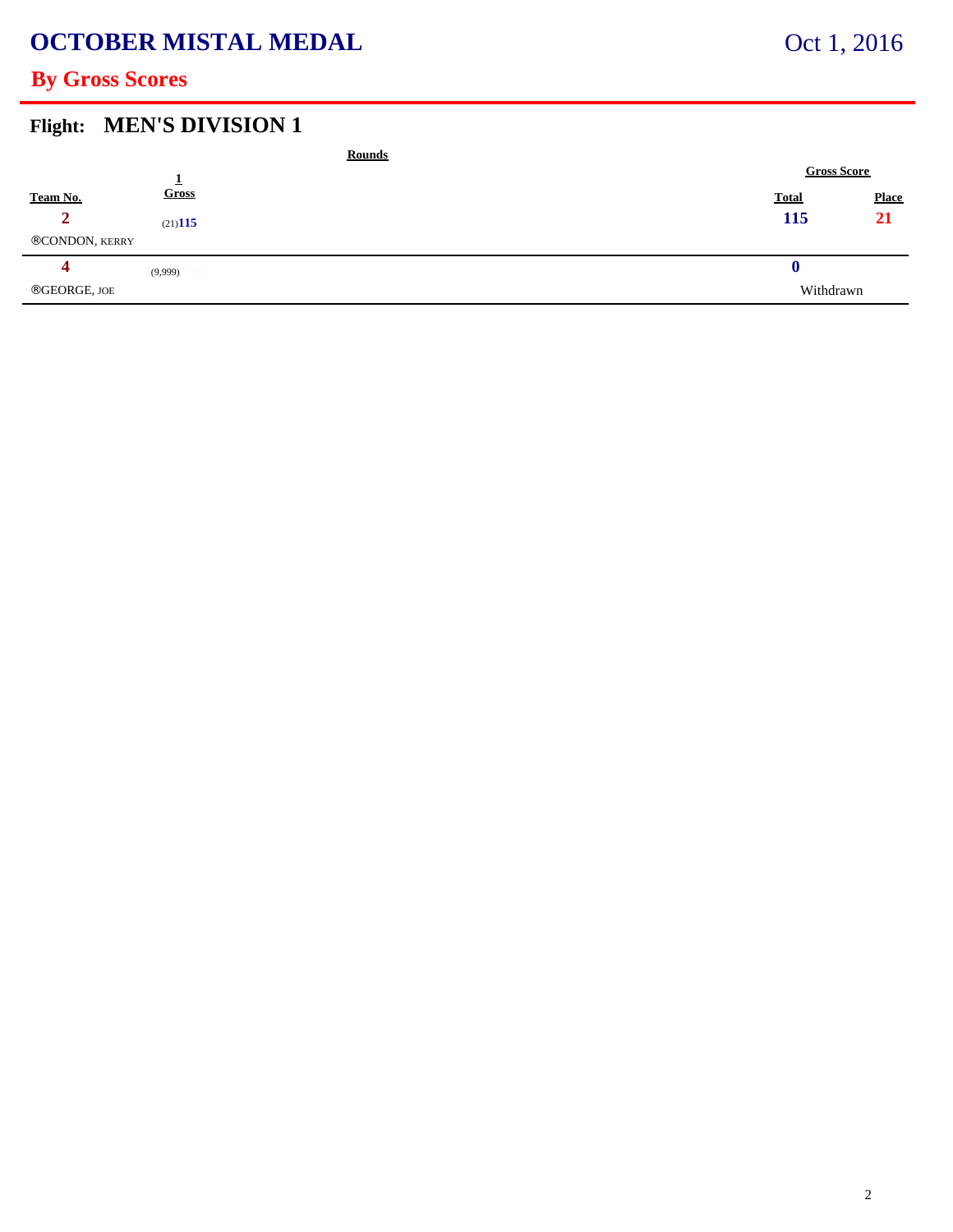# OCTOBER MISTAL MEDAL

Oct 1, 2016

## By Gross Scores

### Flight: MEN'S DIVISION 1

| | Rounds | Gross Score | |
|---|---|---|---|
| Team No. | 1 Gross | Total | Place |
| 2 | (21)115 | 115 | 21 |
| ®CONDON, KERRY | | | |
| 4 | (9,999) | 0 | |
| ®GEORGE, JOE | | Withdrawn | |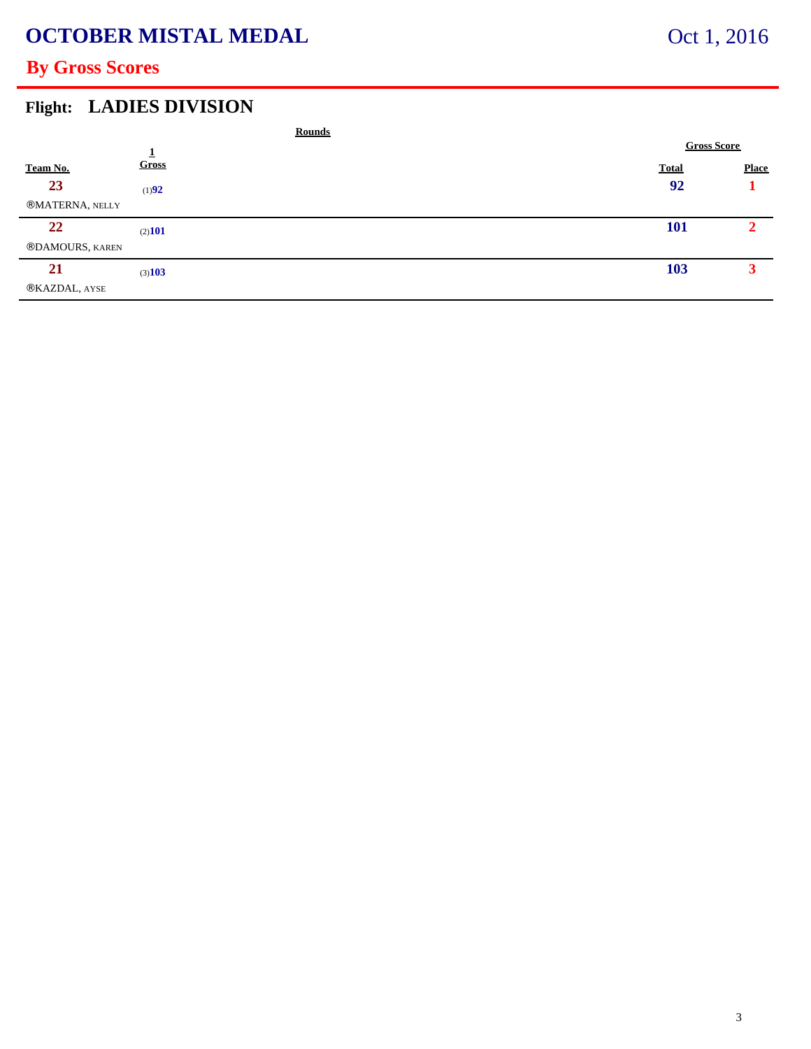# OCTOBER MISTAL MEDAL

Oct 1, 2016

## By Gross Scores

### Flight: LADIES DIVISION

| | Rounds | Gross Score | |
|---|---|---|---|
| | 1 | | |
| Team No. | Gross | Total | Place |
| 23<br>®MATERNA, NELLY | (1)92 | 92 | 1 |
| 22<br>®DAMOURS, KAREN | (2)101 | 101 | 2 |
| 21<br>®KAZDAL, AYSE | (3)103 | 103 | 3 |